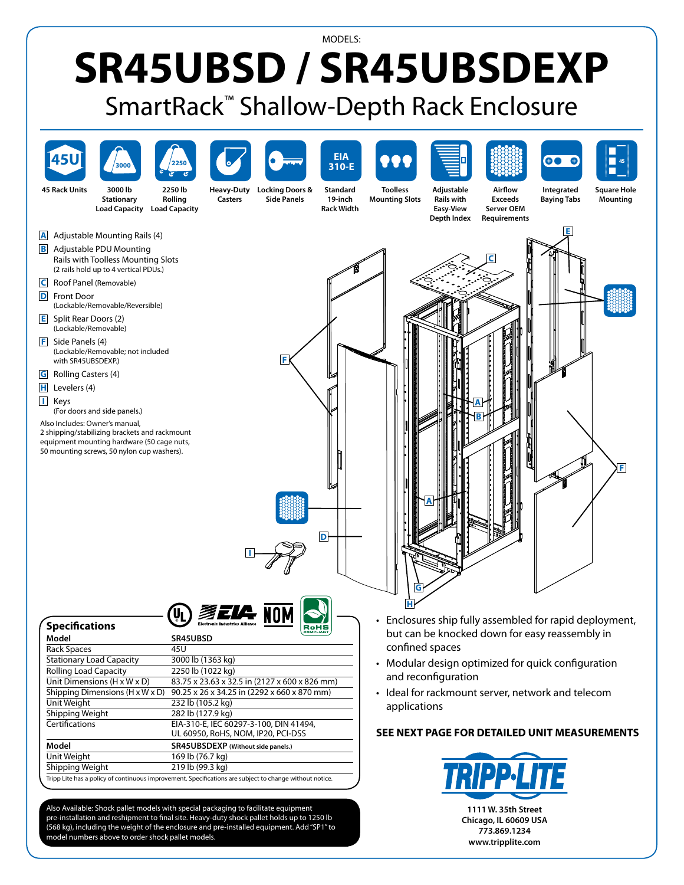MODELS:

# SR45UBSD / SR45UBSDEXP

## SmartRack™ Shallow-Depth Rack Enclosure

- 45 Rack Units
- 3000 lb Stationary Load Capacity
- 2250 lb Rolling Load Capacity
- Heavy-Duty Casters
- Locking Doors & Side Panels
- Standard 19-inch Rack Width
- Toolless Mounting Slots
- Adjustable Rails with Easy-View Depth Index
- Airflow Exceeds Server OEM Requirements
- Integrated Baying Tabs
- Square Hole Mounting

**A** Adjustable Mounting Rails (4)

**B** Adjustable PDU Mounting Rails with Toolless Mounting Slots (2 rails hold up to 4 vertical PDUs.)

**C** Roof Panel (Removable)

**D** Front Door (Lockable/Removable/Reversible)

**E** Split Rear Doors (2) (Lockable/Removable)

**F** Side Panels (4) (Lockable/Removable; not included with SR45UBSDEXP.)

**G** Rolling Casters (4)

**H** Levelers (4)

**I** Keys (For doors and side panels.)

Also Includes: Owner's manual, 2 shipping/stabilizing brackets and rackmount equipment mounting hardware (50 cage nuts, 50 mounting screws, 50 nylon cup washers).

### Specifications

| Model | SR45UBSD |
|---|---|
| Rack Spaces | 45U |
| Stationary Load Capacity | 3000 lb (1363 kg) |
| Rolling Load Capacity | 2250 lb (1022 kg) |
| Unit Dimensions (H x W x D) | 83.75 x 23.63 x 32.5 in (2127 x 600 x 826 mm) |
| Shipping Dimensions (H x W x D) | 90.25 x 26 x 34.25 in (2292 x 660 x 870 mm) |
| Unit Weight | 232 lb (105.2 kg) |
| Shipping Weight | 282 lb (127.9 kg) |
| Certifications | EIA-310-E, IEC 60297-3-100, DIN 41494, UL 60950, RoHS, NOM, IP20, PCI-DSS |
| **Model** | **SR45UBSDEXP** (Without side panels.) |
| Unit Weight | 169 lb (76.7 kg) |
| Shipping Weight | 219 lb (99.3 kg) |

Tripp Lite has a policy of continuous improvement. Specifications are subject to change without notice.

Also Available: Shock pallet models with special packaging to facilitate equipment pre-installation and reshipment to final site. Heavy-duty shock pallet holds up to 1250 lb (568 kg), including the weight of the enclosure and pre-installed equipment. Add "SP1" to model numbers above to order shock pallet models.

- Enclosures ship fully assembled for rapid deployment, but can be knocked down for easy reassembly in confined spaces
- Modular design optimized for quick configuration and reconfiguration
- Ideal for rackmount server, network and telecom applications

**SEE NEXT PAGE FOR DETAILED UNIT MEASUREMENTS**

**1111 W. 35th Street**
**Chicago, IL 60609 USA**
**773.869.1234**
**www.tripplite.com**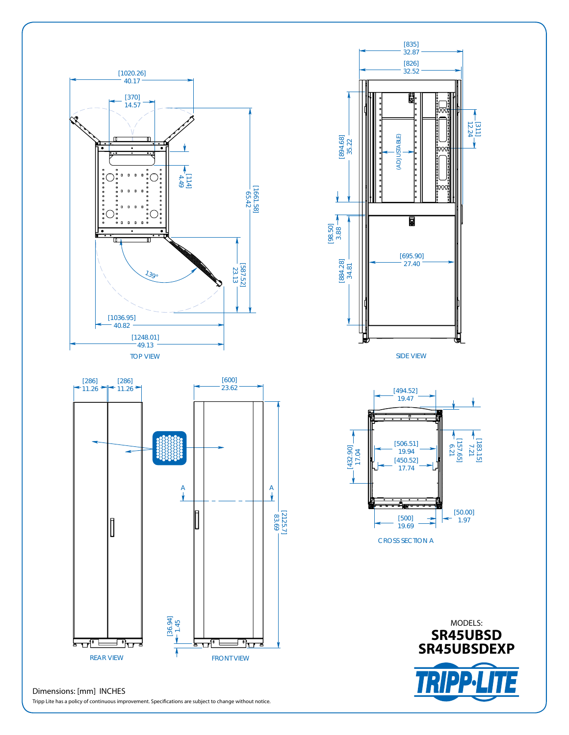TOP VIEW

[1020.26] 40.17

[370] 14.57

[114] 4.49

[1661.58] 65.42

139°

[587.52] 23.13

[1036.95] 40.82

[1248.01] 49.13

SIDE VIEW

[835] 32.87

[826] 32.52

[894.68] 35.22

(ADJUSTABLE)

[311] 12.24

[98.50] 3.88

[695.90] 27.40

[884.28] 34.81

REAR VIEW

[286] 11.26

[286] 11.26

FRONT VIEW

[600] 23.62

A

A

[2125.7] 83.69

[36.94] 1.45

CROSS SECTION A

[494.52] 19.47

[432.90] 17.04

[506.51] 19.94

[450.52] 17.74

[157.65] 6.21

[183.15] 7.21

[500] 19.69

[50.00] 1.97

MODELS:
**SR45UBSD**
**SR45UBSDEXP**

TRIPP·LITE

Dimensions: [mm] INCHES

Tripp Lite has a policy of continuous improvement. Specifications are subject to change without notice.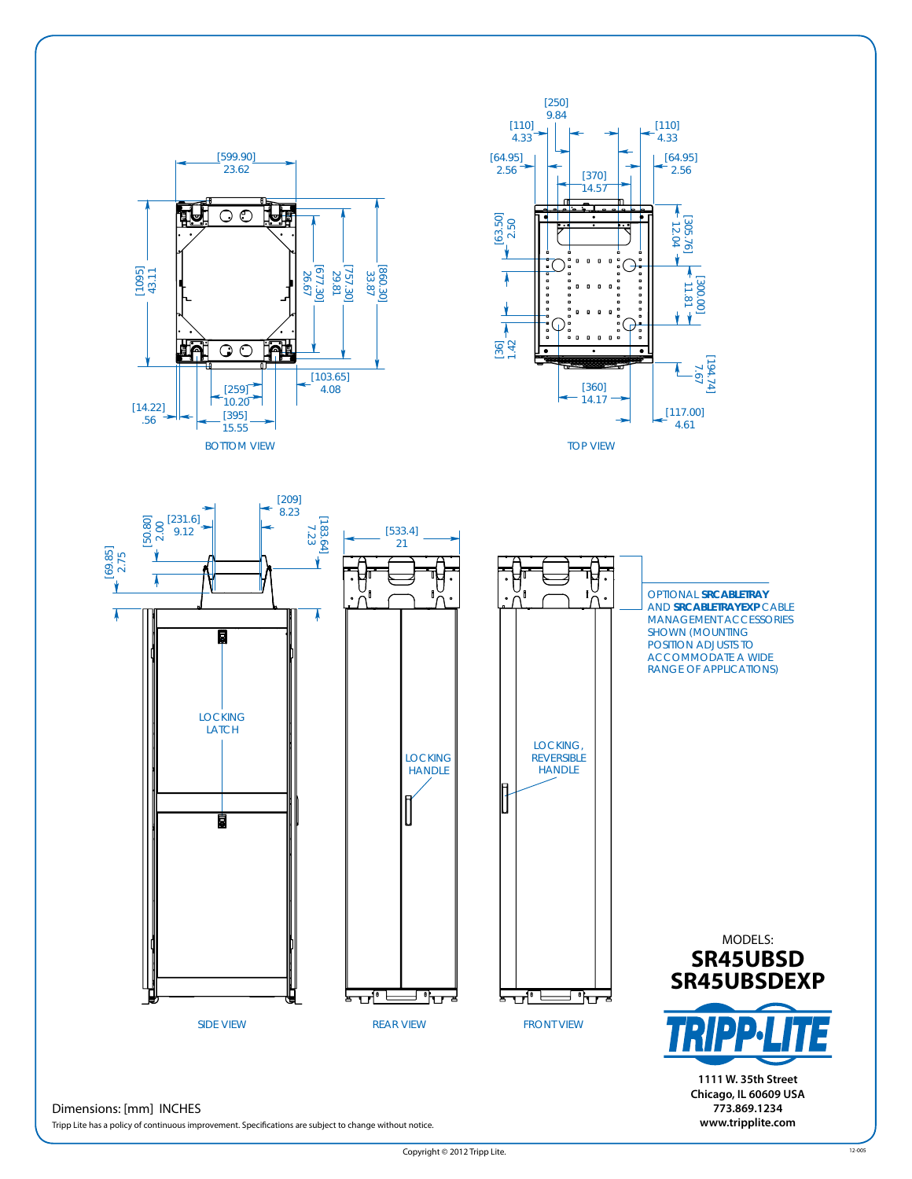[599.90]
23.62

[1095]
43.11

[677.30]
26.67

[757.30]
29.81

[860.30]
33.87

[103.65]
4.08

[259]
10.20

[14.22]
.56

[395]
15.55

BOTTOM VIEW

[250]
9.84

[110]
4.33

[110]
4.33

[64.95]
2.56

[64.95]
2.56

[370]
14.57

[63.50]
2.50

[305.76]
12.04

[300.00]
11.81

[36]
1.42

[194.74]
7.67

[360]
14.17

[117.00]
4.61

TOP VIEW

[209]
8.23

[231.6]
9.12

[50.80]
2.00

[69.85]
2.75

[183.64]
7.23

LOCKING LATCH

SIDE VIEW

[533.4]
21

LOCKING HANDLE

REAR VIEW

LOCKING, REVERSIBLE HANDLE

FRONT VIEW

OPTIONAL **SRCABLETRAY** AND **SRCABLETRAYEXP** CABLE MANAGEMENT ACCESSORIES SHOWN (MOUNTING POSITION ADJUSTS TO ACCOMMODATE A WIDE RANGE OF APPLICATIONS)

MODELS:
**SR45UBSD**
**SR45UBSDEXP**

TRIPP·LITE

**1111 W. 35th Street**
**Chicago, IL 60609 USA**
**773.869.1234**
**www.tripplite.com**

Dimensions: [mm] INCHES

Tripp Lite has a policy of continuous improvement. Specifications are subject to change without notice.

Copyright © 2012 Tripp Lite.

12-005